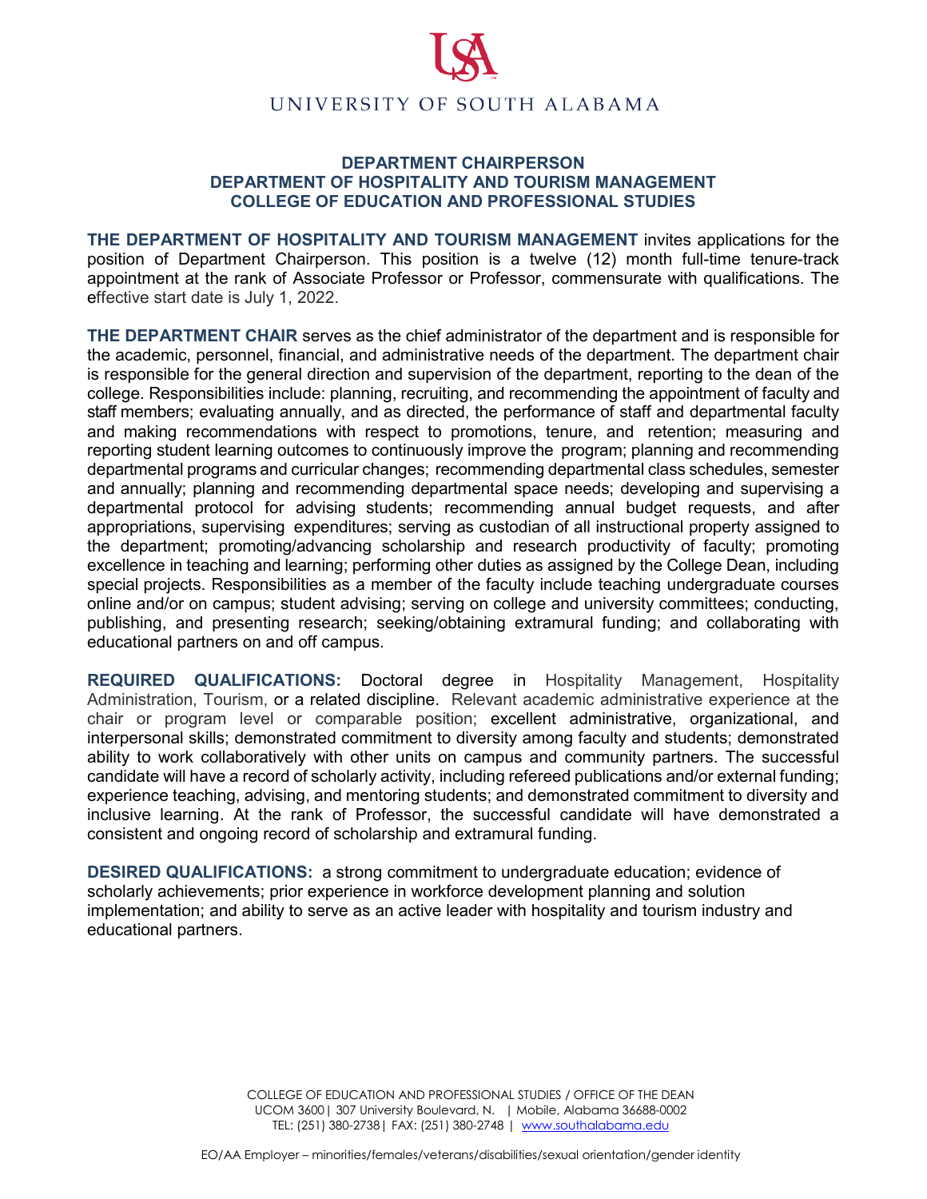UNIVERSITY OF SOUTH ALABAMA

# DEPARTMENT CHAIRPERSON
## DEPARTMENT OF HOSPITALITY AND TOURISM MANAGEMENT
## COLLEGE OF EDUCATION AND PROFESSIONAL STUDIES

**THE DEPARTMENT OF HOSPITALITY AND TOURISM MANAGEMENT** invites applications for the position of Department Chairperson. This position is a twelve (12) month full-time tenure-track appointment at the rank of Associate Professor or Professor, commensurate with qualifications. The effective start date is July 1, 2022.

**THE DEPARTMENT CHAIR** serves as the chief administrator of the department and is responsible for the academic, personnel, financial, and administrative needs of the department. The department chair is responsible for the general direction and supervision of the department, reporting to the dean of the college. Responsibilities include: planning, recruiting, and recommending the appointment of faculty and staff members; evaluating annually, and as directed, the performance of staff and departmental faculty and making recommendations with respect to promotions, tenure, and retention; measuring and reporting student learning outcomes to continuously improve the program; planning and recommending departmental programs and curricular changes; recommending departmental class schedules, semester and annually; planning and recommending departmental space needs; developing and supervising a departmental protocol for advising students; recommending annual budget requests, and after appropriations, supervising expenditures; serving as custodian of all instructional property assigned to the department; promoting/advancing scholarship and research productivity of faculty; promoting excellence in teaching and learning; performing other duties as assigned by the College Dean, including special projects. Responsibilities as a member of the faculty include teaching undergraduate courses online and/or on campus; student advising; serving on college and university committees; conducting, publishing, and presenting research; seeking/obtaining extramural funding; and collaborating with educational partners on and off campus.

**REQUIRED QUALIFICATIONS:** Doctoral degree in Hospitality Management, Hospitality Administration, Tourism, or a related discipline. Relevant academic administrative experience at the chair or program level or comparable position; excellent administrative, organizational, and interpersonal skills; demonstrated commitment to diversity among faculty and students; demonstrated ability to work collaboratively with other units on campus and community partners. The successful candidate will have a record of scholarly activity, including refereed publications and/or external funding; experience teaching, advising, and mentoring students; and demonstrated commitment to diversity and inclusive learning. At the rank of Professor, the successful candidate will have demonstrated a consistent and ongoing record of scholarship and extramural funding.

**DESIRED QUALIFICATIONS:** a strong commitment to undergraduate education; evidence of scholarly achievements; prior experience in workforce development planning and solution implementation; and ability to serve as an active leader with hospitality and tourism industry and educational partners.

COLLEGE OF EDUCATION AND PROFESSIONAL STUDIES / OFFICE OF THE DEAN
UCOM 3600 | 307 University Boulevard, N. | Mobile, Alabama 36688-0002
TEL: (251) 380-2738 | FAX: (251) 380-2748 | www.southalabama.edu

EO/AA Employer – minorities/females/veterans/disabilities/sexual orientation/gender identity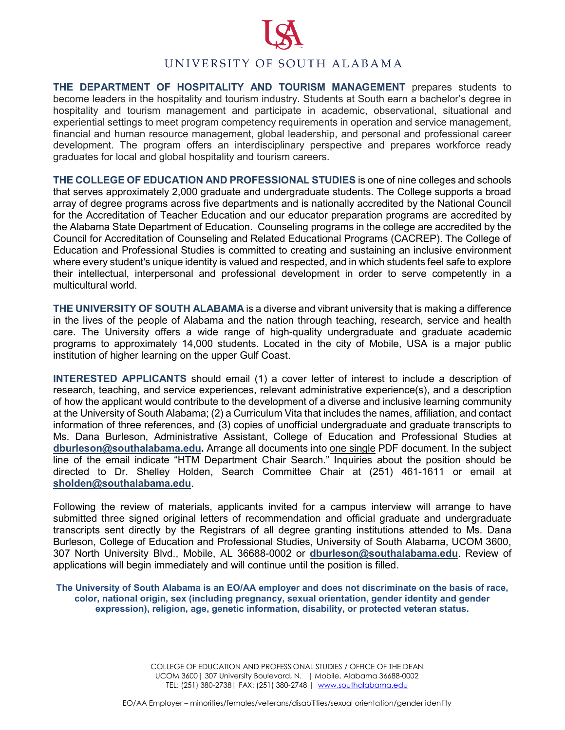UNIVERSITY OF SOUTH ALABAMA

**THE DEPARTMENT OF HOSPITALITY AND TOURISM MANAGEMENT** prepares students to become leaders in the hospitality and tourism industry. Students at South earn a bachelor's degree in hospitality and tourism management and participate in academic, observational, situational and experiential settings to meet program competency requirements in operation and service management, financial and human resource management, global leadership, and personal and professional career development. The program offers an interdisciplinary perspective and prepares workforce ready graduates for local and global hospitality and tourism careers.

**THE COLLEGE OF EDUCATION AND PROFESSIONAL STUDIES** is one of nine colleges and schools that serves approximately 2,000 graduate and undergraduate students. The College supports a broad array of degree programs across five departments and is nationally accredited by the National Council for the Accreditation of Teacher Education and our educator preparation programs are accredited by the Alabama State Department of Education. Counseling programs in the college are accredited by the Council for Accreditation of Counseling and Related Educational Programs (CACREP). The College of Education and Professional Studies is committed to creating and sustaining an inclusive environment where every student's unique identity is valued and respected, and in which students feel safe to explore their intellectual, interpersonal and professional development in order to serve competently in a multicultural world.

**THE UNIVERSITY OF SOUTH ALABAMA** is a diverse and vibrant university that is making a difference in the lives of the people of Alabama and the nation through teaching, research, service and health care. The University offers a wide range of high-quality undergraduate and graduate academic programs to approximately 14,000 students. Located in the city of Mobile, USA is a major public institution of higher learning on the upper Gulf Coast.

**INTERESTED APPLICANTS** should email (1) a cover letter of interest to include a description of research, teaching, and service experiences, relevant administrative experience(s), and a description of how the applicant would contribute to the development of a diverse and inclusive learning community at the University of South Alabama; (2) a Curriculum Vita that includes the names, affiliation, and contact information of three references, and (3) copies of unofficial undergraduate and graduate transcripts to Ms. Dana Burleson, Administrative Assistant, College of Education and Professional Studies at **dburleson@southalabama.edu.** Arrange all documents into one single PDF document. In the subject line of the email indicate "HTM Department Chair Search." Inquiries about the position should be directed to Dr. Shelley Holden, Search Committee Chair at (251) 461-1611 or email at **sholden@southalabama.edu**.

Following the review of materials, applicants invited for a campus interview will arrange to have submitted three signed original letters of recommendation and official graduate and undergraduate transcripts sent directly by the Registrars of all degree granting institutions attended to Ms. Dana Burleson, College of Education and Professional Studies, University of South Alabama, UCOM 3600, 307 North University Blvd., Mobile, AL 36688-0002 or **dburleson@southalabama.edu**. Review of applications will begin immediately and will continue until the position is filled.

**The University of South Alabama is an EO/AA employer and does not discriminate on the basis of race, color, national origin, sex (including pregnancy, sexual orientation, gender identity and gender expression), religion, age, genetic information, disability, or protected veteran status.**

COLLEGE OF EDUCATION AND PROFESSIONAL STUDIES / OFFICE OF THE DEAN
UCOM 3600 | 307 University Boulevard, N. | Mobile, Alabama 36688-0002
TEL: (251) 380-2738 | FAX: (251) 380-2748 | www.southalabama.edu

EO/AA Employer – minorities/females/veterans/disabilities/sexual orientation/gender identity